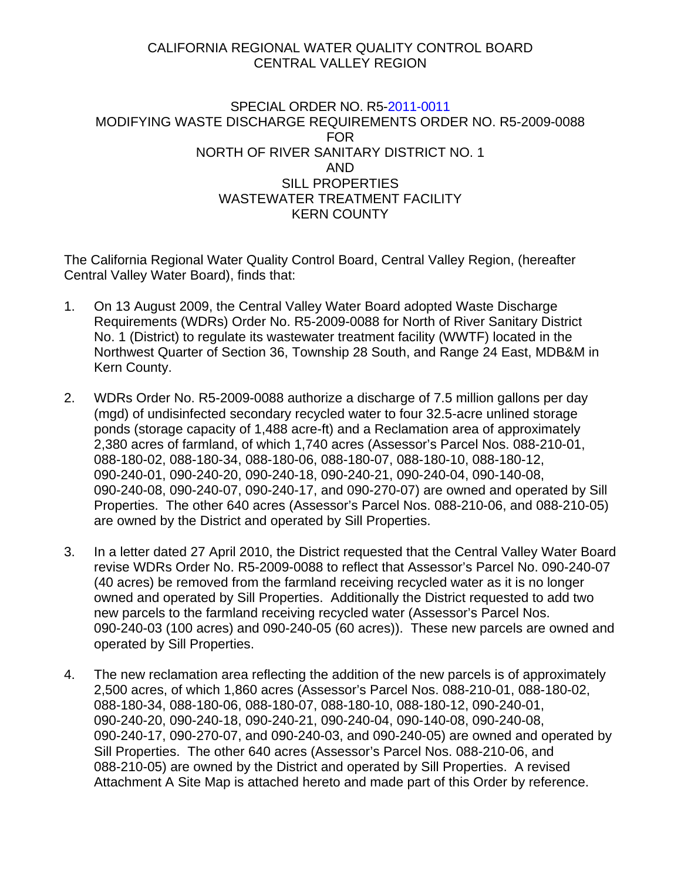CALIFORNIA REGIONAL WATER QUALITY CONTROL BOARD
CENTRAL VALLEY REGION

SPECIAL ORDER NO. R5-2011-0011
MODIFYING WASTE DISCHARGE REQUIREMENTS ORDER NO. R5-2009-0088
FOR
NORTH OF RIVER SANITARY DISTRICT NO. 1
AND
SILL PROPERTIES
WASTEWATER TREATMENT FACILITY
KERN COUNTY

The California Regional Water Quality Control Board, Central Valley Region, (hereafter Central Valley Water Board), finds that:

1. On 13 August 2009, the Central Valley Water Board adopted Waste Discharge Requirements (WDRs) Order No. R5-2009-0088 for North of River Sanitary District No. 1 (District) to regulate its wastewater treatment facility (WWTF) located in the Northwest Quarter of Section 36, Township 28 South, and Range 24 East, MDB&M in Kern County.

2. WDRs Order No. R5-2009-0088 authorize a discharge of 7.5 million gallons per day (mgd) of undisinfected secondary recycled water to four 32.5-acre unlined storage ponds (storage capacity of 1,488 acre-ft) and a Reclamation area of approximately 2,380 acres of farmland, of which 1,740 acres (Assessor's Parcel Nos. 088-210-01, 088-180-02, 088-180-34, 088-180-06, 088-180-07, 088-180-10, 088-180-12, 090-240-01, 090-240-20, 090-240-18, 090-240-21, 090-240-04, 090-140-08, 090-240-08, 090-240-07, 090-240-17, and 090-270-07) are owned and operated by Sill Properties. The other 640 acres (Assessor's Parcel Nos. 088-210-06, and 088-210-05) are owned by the District and operated by Sill Properties.

3. In a letter dated 27 April 2010, the District requested that the Central Valley Water Board revise WDRs Order No. R5-2009-0088 to reflect that Assessor's Parcel No. 090-240-07 (40 acres) be removed from the farmland receiving recycled water as it is no longer owned and operated by Sill Properties. Additionally the District requested to add two new parcels to the farmland receiving recycled water (Assessor's Parcel Nos. 090-240-03 (100 acres) and 090-240-05 (60 acres)). These new parcels are owned and operated by Sill Properties.

4. The new reclamation area reflecting the addition of the new parcels is of approximately 2,500 acres, of which 1,860 acres (Assessor's Parcel Nos. 088-210-01, 088-180-02, 088-180-34, 088-180-06, 088-180-07, 088-180-10, 088-180-12, 090-240-01, 090-240-20, 090-240-18, 090-240-21, 090-240-04, 090-140-08, 090-240-08, 090-240-17, 090-270-07, and 090-240-03, and 090-240-05) are owned and operated by Sill Properties. The other 640 acres (Assessor's Parcel Nos. 088-210-06, and 088-210-05) are owned by the District and operated by Sill Properties. A revised Attachment A Site Map is attached hereto and made part of this Order by reference.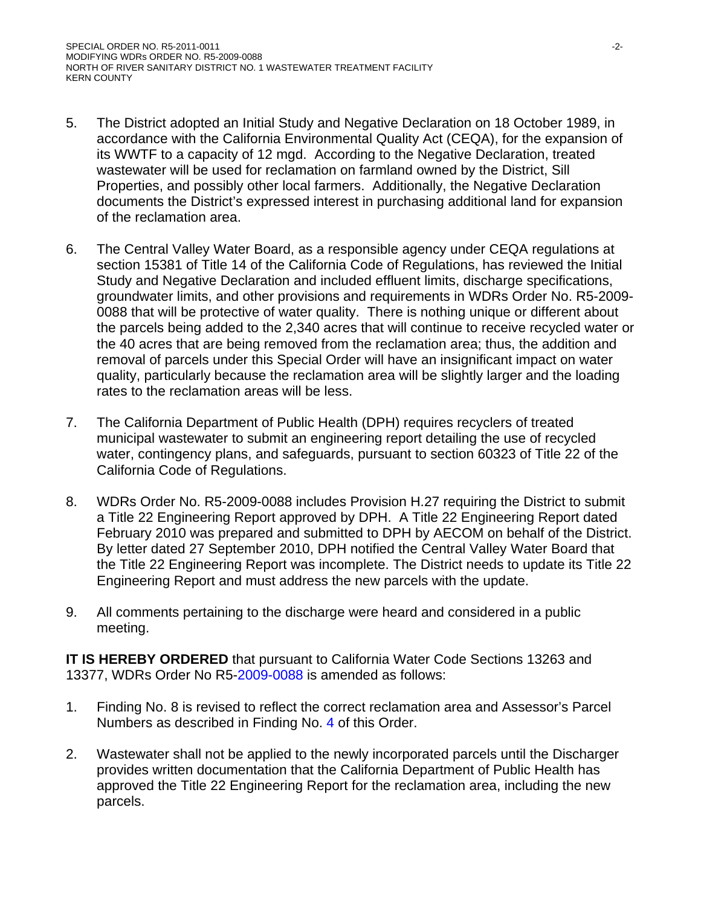5. The District adopted an Initial Study and Negative Declaration on 18 October 1989, in accordance with the California Environmental Quality Act (CEQA), for the expansion of its WWTF to a capacity of 12 mgd. According to the Negative Declaration, treated wastewater will be used for reclamation on farmland owned by the District, Sill Properties, and possibly other local farmers. Additionally, the Negative Declaration documents the District's expressed interest in purchasing additional land for expansion of the reclamation area.

6. The Central Valley Water Board, as a responsible agency under CEQA regulations at section 15381 of Title 14 of the California Code of Regulations, has reviewed the Initial Study and Negative Declaration and included effluent limits, discharge specifications, groundwater limits, and other provisions and requirements in WDRs Order No. R5-2009-0088 that will be protective of water quality. There is nothing unique or different about the parcels being added to the 2,340 acres that will continue to receive recycled water or the 40 acres that are being removed from the reclamation area; thus, the addition and removal of parcels under this Special Order will have an insignificant impact on water quality, particularly because the reclamation area will be slightly larger and the loading rates to the reclamation areas will be less.

7. The California Department of Public Health (DPH) requires recyclers of treated municipal wastewater to submit an engineering report detailing the use of recycled water, contingency plans, and safeguards, pursuant to section 60323 of Title 22 of the California Code of Regulations.

8. WDRs Order No. R5-2009-0088 includes Provision H.27 requiring the District to submit a Title 22 Engineering Report approved by DPH. A Title 22 Engineering Report dated February 2010 was prepared and submitted to DPH by AECOM on behalf of the District. By letter dated 27 September 2010, DPH notified the Central Valley Water Board that the Title 22 Engineering Report was incomplete. The District needs to update its Title 22 Engineering Report and must address the new parcels with the update.

9. All comments pertaining to the discharge were heard and considered in a public meeting.

**IT IS HEREBY ORDERED** that pursuant to California Water Code Sections 13263 and 13377, WDRs Order No R5-2009-0088 is amended as follows:

1. Finding No. 8 is revised to reflect the correct reclamation area and Assessor's Parcel Numbers as described in Finding No. 4 of this Order.

2. Wastewater shall not be applied to the newly incorporated parcels until the Discharger provides written documentation that the California Department of Public Health has approved the Title 22 Engineering Report for the reclamation area, including the new parcels.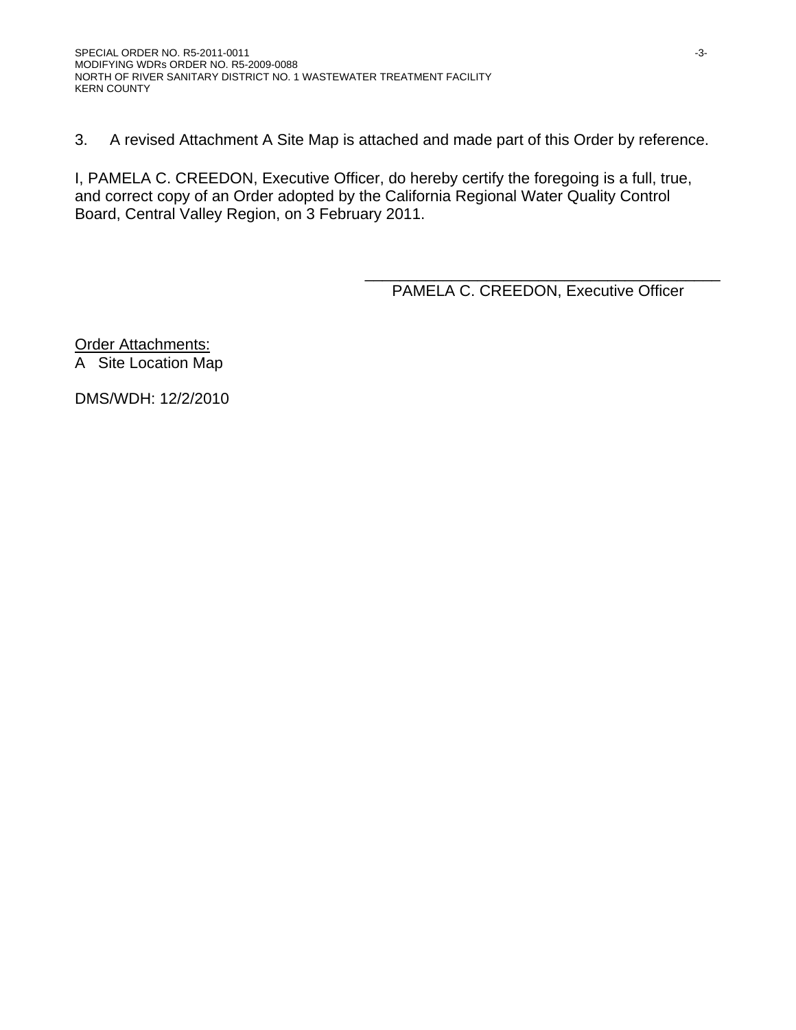3. A revised Attachment A Site Map is attached and made part of this Order by reference.

I, PAMELA C. CREEDON, Executive Officer, do hereby certify the foregoing is a full, true, and correct copy of an Order adopted by the California Regional Water Quality Control Board, Central Valley Region, on 3 February 2011.

\_\_\_\_\_\_\_\_\_\_\_\_\_\_\_\_\_\_\_\_\_\_\_\_\_\_\_\_\_\_\_\_\_\_\_\_\_\_\_\_\_\_\_\_

PAMELA C. CREEDON, Executive Officer

Order Attachments:

A Site Location Map

DMS/WDH: 12/2/2010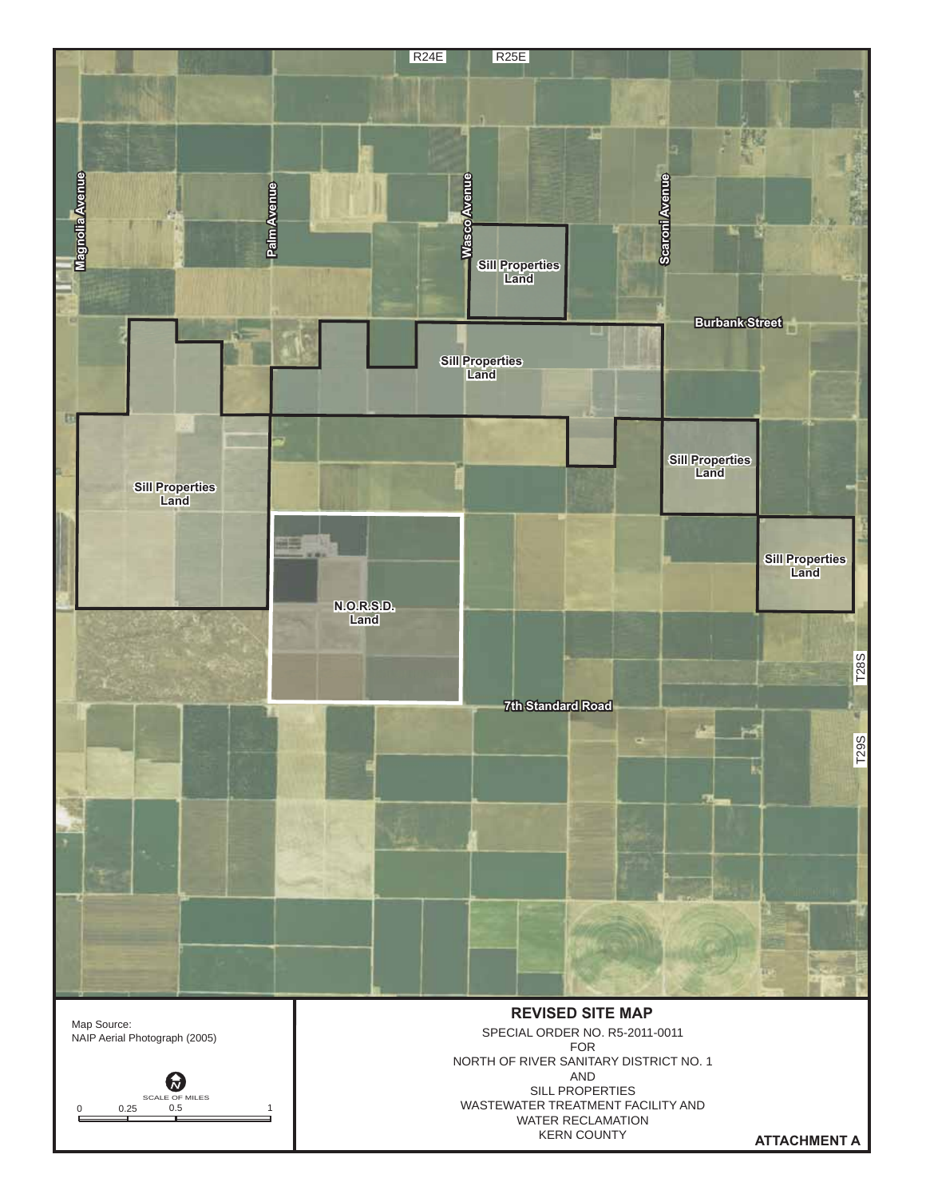R24E R25E

Magnolia Avenue

Palm Avenue

Wasco Avenue

Scaroni Avenue

Sill Properties Land

Burbank Street

Sill Properties Land

Sill Properties Land

Sill Properties Land

Sill Properties Land

N.O.R.S.D. Land

T28S

7th Standard Road

T29S

Map Source:
NAIP Aerial Photograph (2005)

SCALE OF MILES

0 0.25 0.5 1

## REVISED SITE MAP

SPECIAL ORDER NO. R5-2011-0011
FOR
NORTH OF RIVER SANITARY DISTRICT NO. 1
AND
SILL PROPERTIES
WASTEWATER TREATMENT FACILITY AND
WATER RECLAMATION
KERN COUNTY

**ATTACHMENT A**